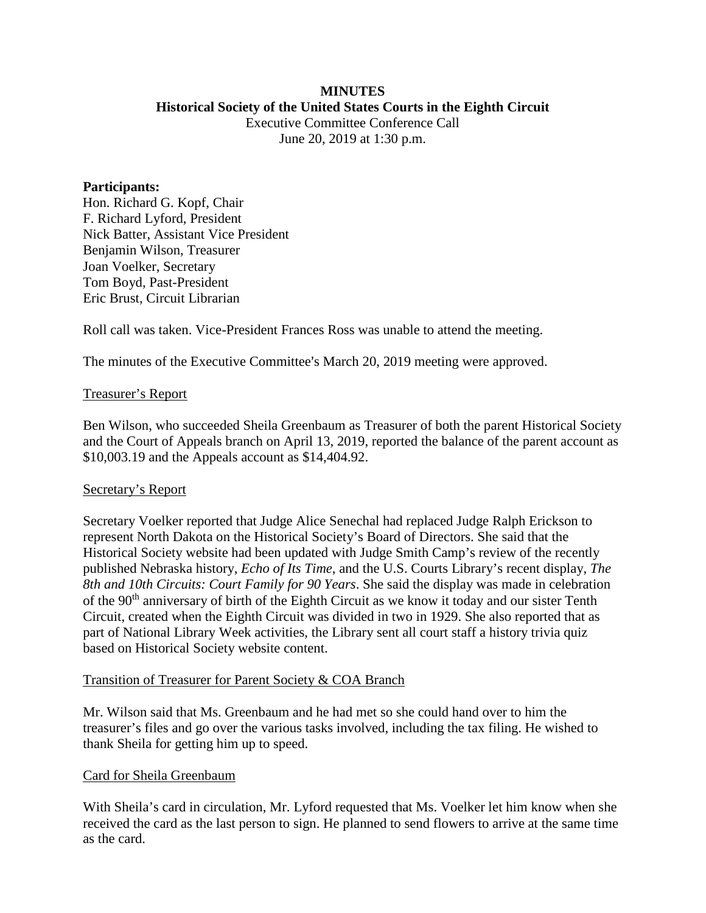**MINUTES**
**Historical Society of the United States Courts in the Eighth Circuit**
Executive Committee Conference Call
June 20, 2019 at 1:30 p.m.

**Participants:**
Hon. Richard G. Kopf, Chair
F. Richard Lyford, President
Nick Batter, Assistant Vice President
Benjamin Wilson, Treasurer
Joan Voelker, Secretary
Tom Boyd, Past-President
Eric Brust, Circuit Librarian

Roll call was taken. Vice-President Frances Ross was unable to attend the meeting.

The minutes of the Executive Committee's March 20, 2019 meeting were approved.

<u>Treasurer's Report</u>

Ben Wilson, who succeeded Sheila Greenbaum as Treasurer of both the parent Historical Society and the Court of Appeals branch on April 13, 2019, reported the balance of the parent account as $10,003.19 and the Appeals account as $14,404.92.

<u>Secretary's Report</u>

Secretary Voelker reported that Judge Alice Senechal had replaced Judge Ralph Erickson to represent North Dakota on the Historical Society's Board of Directors. She said that the Historical Society website had been updated with Judge Smith Camp's review of the recently published Nebraska history, *Echo of Its Time*, and the U.S. Courts Library's recent display, *The 8th and 10th Circuits: Court Family for 90 Years*. She said the display was made in celebration of the 90th anniversary of birth of the Eighth Circuit as we know it today and our sister Tenth Circuit, created when the Eighth Circuit was divided in two in 1929. She also reported that as part of National Library Week activities, the Library sent all court staff a history trivia quiz based on Historical Society website content.

<u>Transition of Treasurer for Parent Society & COA Branch</u>

Mr. Wilson said that Ms. Greenbaum and he had met so she could hand over to him the treasurer's files and go over the various tasks involved, including the tax filing. He wished to thank Sheila for getting him up to speed.

<u>Card for Sheila Greenbaum</u>

With Sheila's card in circulation, Mr. Lyford requested that Ms. Voelker let him know when she received the card as the last person to sign. He planned to send flowers to arrive at the same time as the card.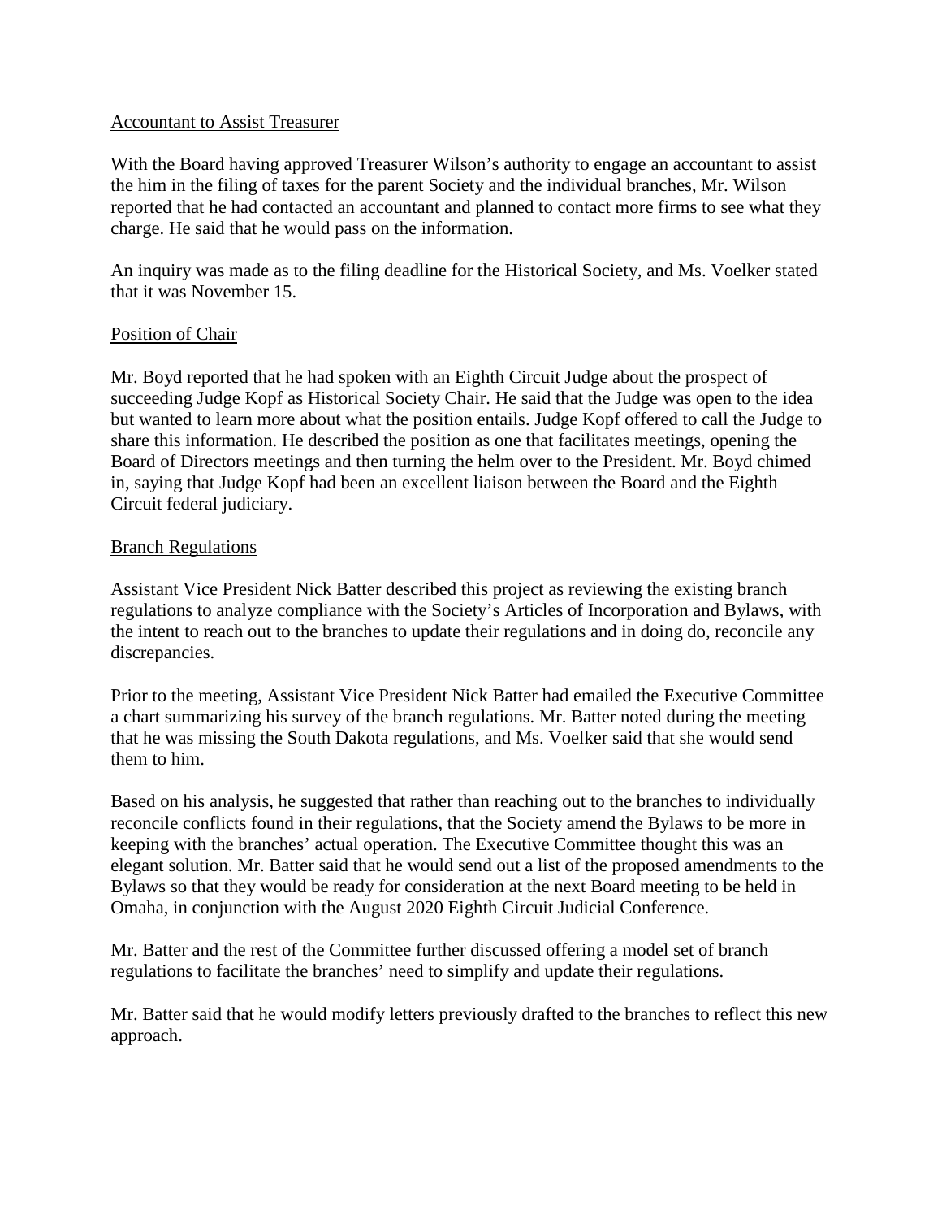Accountant to Assist Treasurer

With the Board having approved Treasurer Wilson's authority to engage an accountant to assist the him in the filing of taxes for the parent Society and the individual branches, Mr. Wilson reported that he had contacted an accountant and planned to contact more firms to see what they charge. He said that he would pass on the information.

An inquiry was made as to the filing deadline for the Historical Society, and Ms. Voelker stated that it was November 15.

Position of Chair

Mr. Boyd reported that he had spoken with an Eighth Circuit Judge about the prospect of succeeding Judge Kopf as Historical Society Chair. He said that the Judge was open to the idea but wanted to learn more about what the position entails. Judge Kopf offered to call the Judge to share this information. He described the position as one that facilitates meetings, opening the Board of Directors meetings and then turning the helm over to the President. Mr. Boyd chimed in, saying that Judge Kopf had been an excellent liaison between the Board and the Eighth Circuit federal judiciary.

Branch Regulations

Assistant Vice President Nick Batter described this project as reviewing the existing branch regulations to analyze compliance with the Society's Articles of Incorporation and Bylaws, with the intent to reach out to the branches to update their regulations and in doing do, reconcile any discrepancies.

Prior to the meeting, Assistant Vice President Nick Batter had emailed the Executive Committee a chart summarizing his survey of the branch regulations. Mr. Batter noted during the meeting that he was missing the South Dakota regulations, and Ms. Voelker said that she would send them to him.

Based on his analysis, he suggested that rather than reaching out to the branches to individually reconcile conflicts found in their regulations, that the Society amend the Bylaws to be more in keeping with the branches' actual operation. The Executive Committee thought this was an elegant solution. Mr. Batter said that he would send out a list of the proposed amendments to the Bylaws so that they would be ready for consideration at the next Board meeting to be held in Omaha, in conjunction with the August 2020 Eighth Circuit Judicial Conference.

Mr. Batter and the rest of the Committee further discussed offering a model set of branch regulations to facilitate the branches' need to simplify and update their regulations.

Mr. Batter said that he would modify letters previously drafted to the branches to reflect this new approach.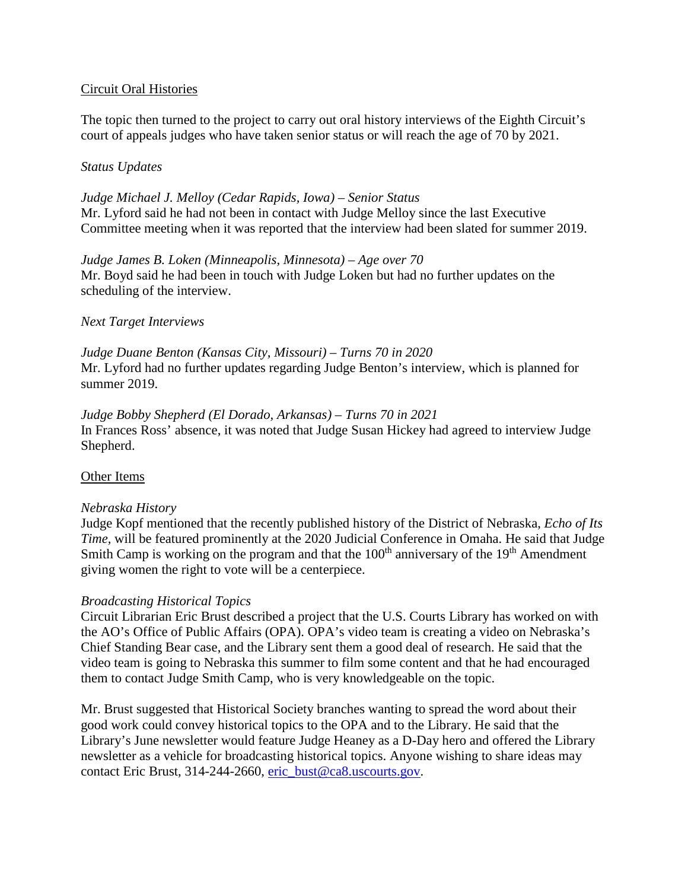## Circuit Oral Histories

The topic then turned to the project to carry out oral history interviews of the Eighth Circuit's court of appeals judges who have taken senior status or will reach the age of 70 by 2021.

### *Status Updates*

*Judge Michael J. Melloy (Cedar Rapids, Iowa) – Senior Status*
Mr. Lyford said he had not been in contact with Judge Melloy since the last Executive Committee meeting when it was reported that the interview had been slated for summer 2019.

*Judge James B. Loken (Minneapolis, Minnesota) – Age over 70*
Mr. Boyd said he had been in touch with Judge Loken but had no further updates on the scheduling of the interview.

### *Next Target Interviews*

*Judge Duane Benton (Kansas City, Missouri) – Turns 70 in 2020*
Mr. Lyford had no further updates regarding Judge Benton's interview, which is planned for summer 2019.

*Judge Bobby Shepherd (El Dorado, Arkansas) – Turns 70 in 2021*
In Frances Ross' absence, it was noted that Judge Susan Hickey had agreed to interview Judge Shepherd.

## Other Items

*Nebraska History*
Judge Kopf mentioned that the recently published history of the District of Nebraska, *Echo of Its Time*, will be featured prominently at the 2020 Judicial Conference in Omaha. He said that Judge Smith Camp is working on the program and that the 100th anniversary of the 19th Amendment giving women the right to vote will be a centerpiece.

*Broadcasting Historical Topics*
Circuit Librarian Eric Brust described a project that the U.S. Courts Library has worked on with the AO's Office of Public Affairs (OPA). OPA's video team is creating a video on Nebraska's Chief Standing Bear case, and the Library sent them a good deal of research. He said that the video team is going to Nebraska this summer to film some content and that he had encouraged them to contact Judge Smith Camp, who is very knowledgeable on the topic.

Mr. Brust suggested that Historical Society branches wanting to spread the word about their good work could convey historical topics to the OPA and to the Library. He said that the Library's June newsletter would feature Judge Heaney as a D-Day hero and offered the Library newsletter as a vehicle for broadcasting historical topics. Anyone wishing to share ideas may contact Eric Brust, 314-244-2660, eric_bust@ca8.uscourts.gov.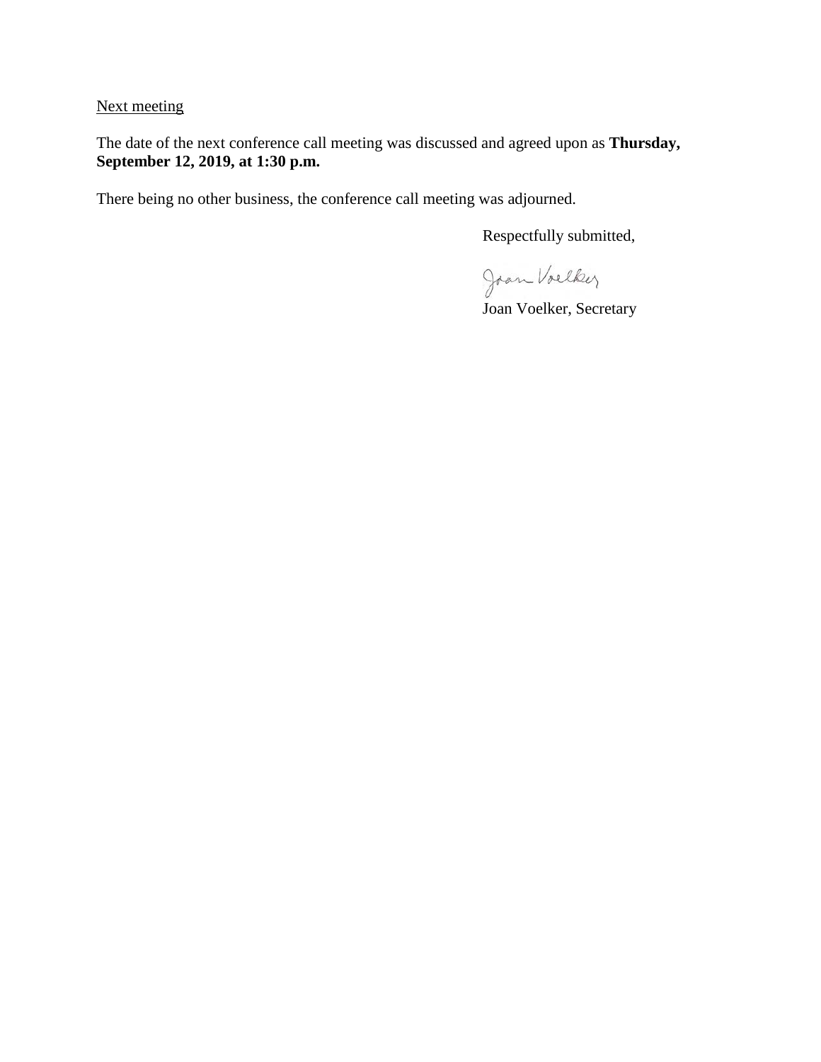Next meeting

The date of the next conference call meeting was discussed and agreed upon as **Thursday, September 12, 2019, at 1:30 p.m.**

There being no other business, the conference call meeting was adjourned.

Respectfully submitted,

Joan Voelker

Joan Voelker, Secretary